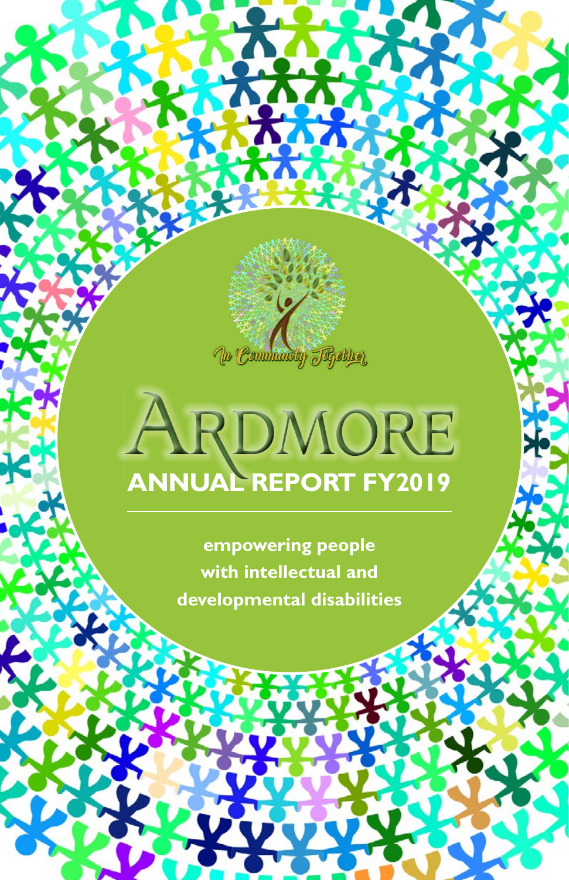In Community Together

# ARDMORE

## ANNUAL REPORT FY2019

**empowering people with intellectual and developmental disabilities**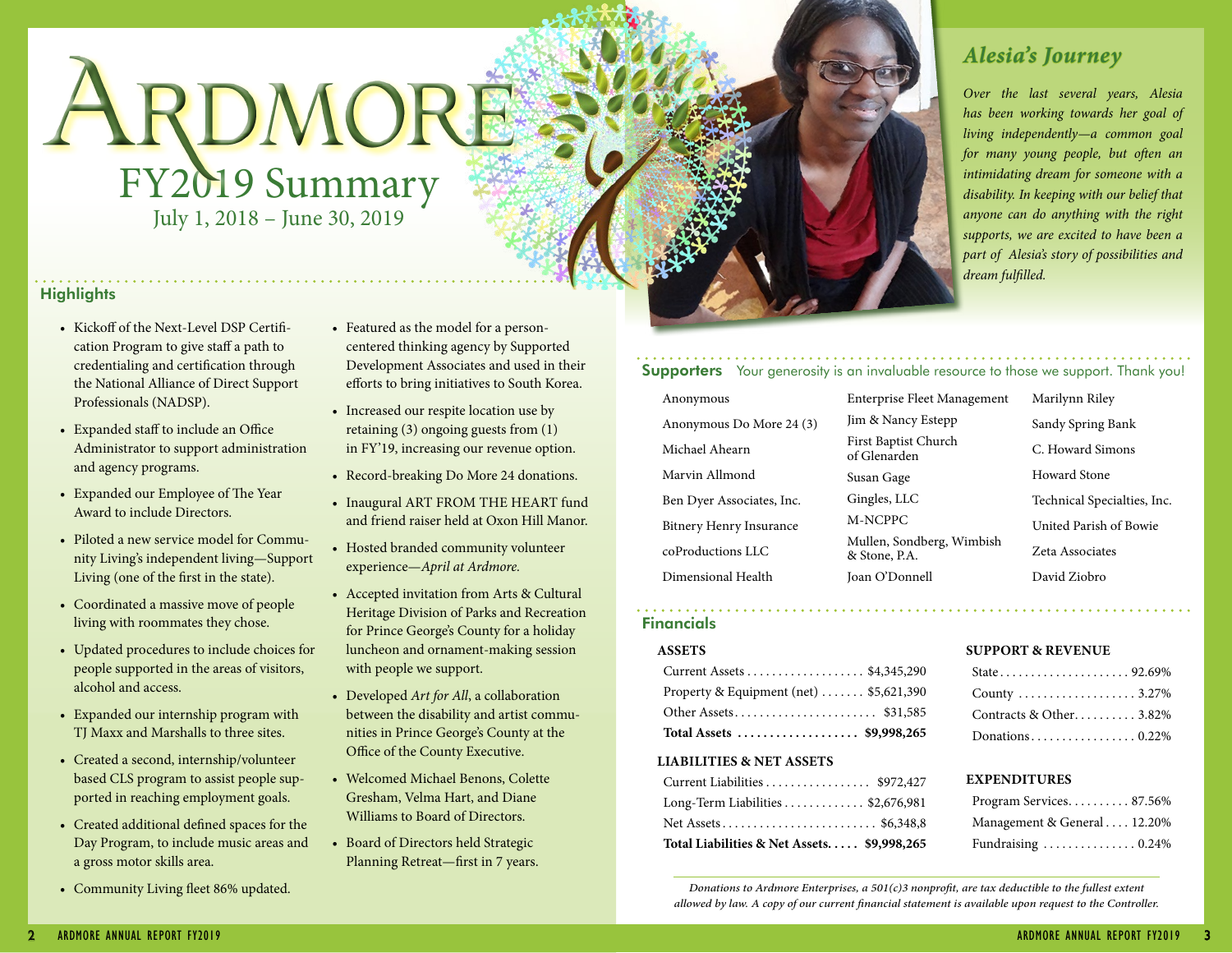# ARDMORE

## FY2019 Summary

July 1, 2018 – June 30, 2019

### Highlights

- Kickoff of the Next-Level DSP Certification Program to give staff a path to credentialing and certification through the National Alliance of Direct Support Professionals (NADSP).
- Expanded staff to include an Office Administrator to support administration and agency programs.
- Expanded our Employee of The Year Award to include Directors.
- Piloted a new service model for Community Living's independent living—Support Living (one of the first in the state).
- Coordinated a massive move of people living with roommates they chose.
- Updated procedures to include choices for people supported in the areas of visitors, alcohol and access.
- Expanded our internship program with TJ Maxx and Marshalls to three sites.
- Created a second, internship/volunteer based CLS program to assist people supported in reaching employment goals.
- Created additional defined spaces for the Day Program, to include music areas and a gross motor skills area.
- Community Living fleet 86% updated.
- Featured as the model for a person-centered thinking agency by Supported Development Associates and used in their efforts to bring initiatives to South Korea.
- Increased our respite location use by retaining (3) ongoing guests from (1) in FY'19, increasing our revenue option.
- Record-breaking Do More 24 donations.
- Inaugural ART FROM THE HEART fund and friend raiser held at Oxon Hill Manor.
- Hosted branded community volunteer experience—*April at Ardmore.*
- Accepted invitation from Arts & Cultural Heritage Division of Parks and Recreation for Prince George's County for a holiday luncheon and ornament-making session with people we support.
- Developed *Art for All*, a collaboration between the disability and artist communities in Prince George's County at the Office of the County Executive.
- Welcomed Michael Benons, Colette Gresham, Velma Hart, and Diane Williams to Board of Directors.
- Board of Directors held Strategic Planning Retreat—first in 7 years.

### *Alesia's Journey*

*Over the last several years, Alesia has been working towards her goal of living independently—a common goal for many young people, but often an intimidating dream for someone with a disability. In keeping with our belief that anyone can do anything with the right supports, we are excited to have been a part of Alesia's story of possibilities and dream fulfilled.*

### Supporters

Your generosity is an invaluable resource to those we support. Thank you!

- Anonymous
- Anonymous Do More 24 (3)
- Michael Ahearn
- Marvin Allmond
- Ben Dyer Associates, Inc.
- Bitnery Henry Insurance
- coProductions LLC
- Dimensional Health
- Enterprise Fleet Management
- Jim & Nancy Estepp
- First Baptist Church of Glenarden
- Susan Gage
- Gingles, LLC
- M-NCPPC
- Mullen, Sondberg, Wimbish & Stone, P.A.
- Joan O'Donnell
- Marilynn Riley
- Sandy Spring Bank
- C. Howard Simons
- Howard Stone
- Technical Specialties, Inc.
- United Parish of Bowie
- Zeta Associates
- David Ziobro

### Financials

**ASSETS**

| | |
|---|---|
| Current Assets | $4,345,290 |
| Property & Equipment (net) | $5,621,390 |
| Other Assets | $31,585 |
| **Total Assets** | **$9,998,265** |

**LIABILITIES & NET ASSETS**

| | |
|---|---|
| Current Liabilities | $972,427 |
| Long-Term Liabilities | $2,676,981 |
| Net Assets | $6,348,8 |
| **Total Liabilities & Net Assets** | **$9,998,265** |

**SUPPORT & REVENUE**

| | |
|---|---|
| State | 92.69% |
| County | 3.27% |
| Contracts & Other | 3.82% |
| Donations | 0.22% |

**EXPENDITURES**

| | |
|---|---|
| Program Services | 87.56% |
| Management & General | 12.20% |
| Fundraising | 0.24% |

*Donations to Ardmore Enterprises, a 501(c)3 nonprofit, are tax deductible to the fullest extent allowed by law. A copy of our current financial statement is available upon request to the Controller.*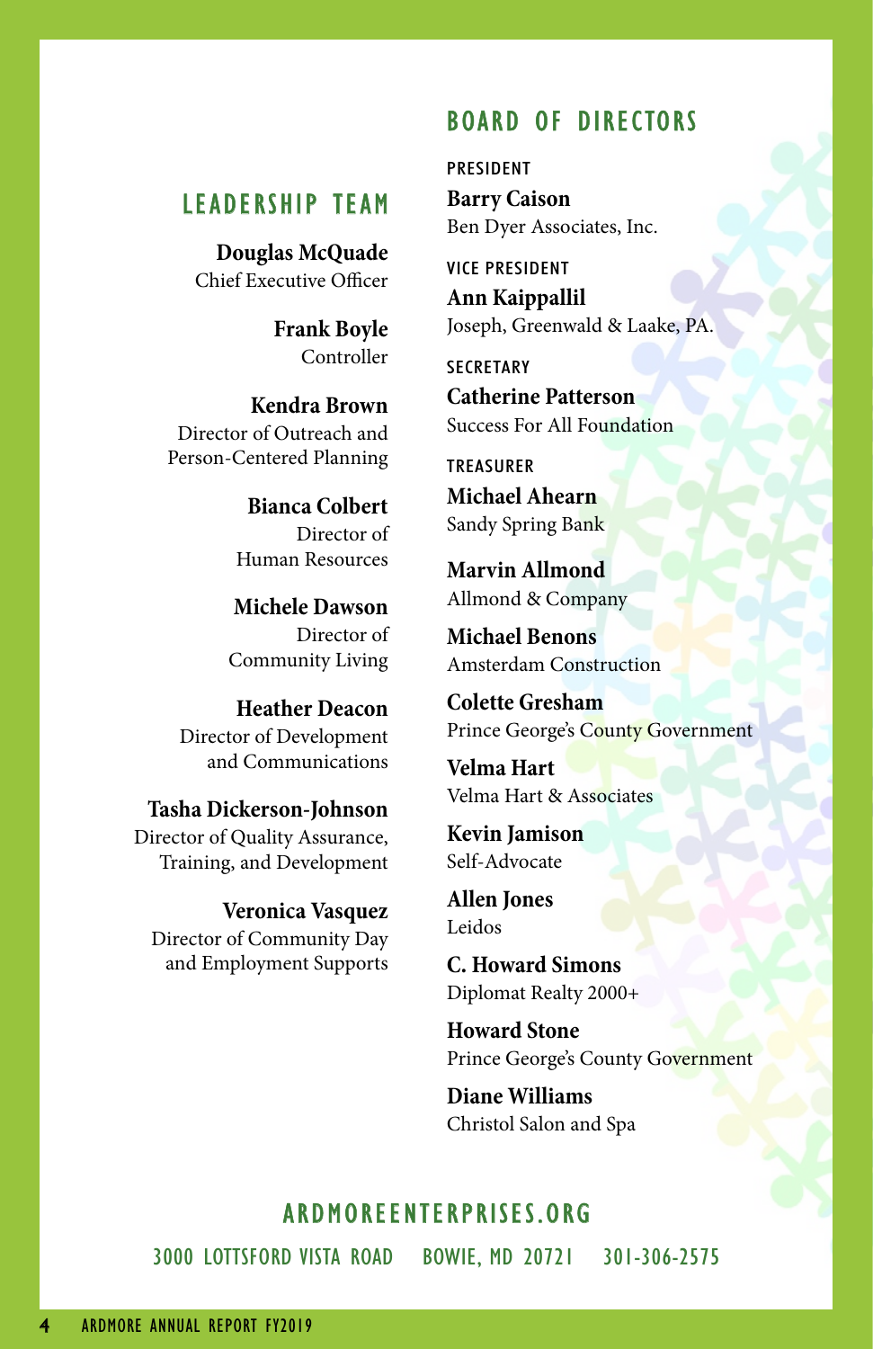## LEADERSHIP TEAM

**Douglas McQuade**
Chief Executive Officer

**Frank Boyle**
Controller

**Kendra Brown**
Director of Outreach and Person-Centered Planning

**Bianca Colbert**
Director of Human Resources

**Michele Dawson**
Director of Community Living

**Heather Deacon**
Director of Development and Communications

**Tasha Dickerson-Johnson**
Director of Quality Assurance, Training, and Development

**Veronica Vasquez**
Director of Community Day and Employment Supports

## BOARD OF DIRECTORS

PRESIDENT
**Barry Caison**
Ben Dyer Associates, Inc.

VICE PRESIDENT
**Ann Kaippallil**
Joseph, Greenwald & Laake, PA.

SECRETARY
**Catherine Patterson**
Success For All Foundation

TREASURER
**Michael Ahearn**
Sandy Spring Bank

**Marvin Allmond**
Allmond & Company

**Michael Benons**
Amsterdam Construction

**Colette Gresham**
Prince George's County Government

**Velma Hart**
Velma Hart & Associates

**Kevin Jamison**
Self-Advocate

**Allen Jones**
Leidos

**C. Howard Simons**
Diplomat Realty 2000+

**Howard Stone**
Prince George's County Government

**Diane Williams**
Christol Salon and Spa

**ARDMOREENTERPRISES.ORG**

3000 LOTTSFORD VISTA ROAD BOWIE, MD 20721 301-306-2575